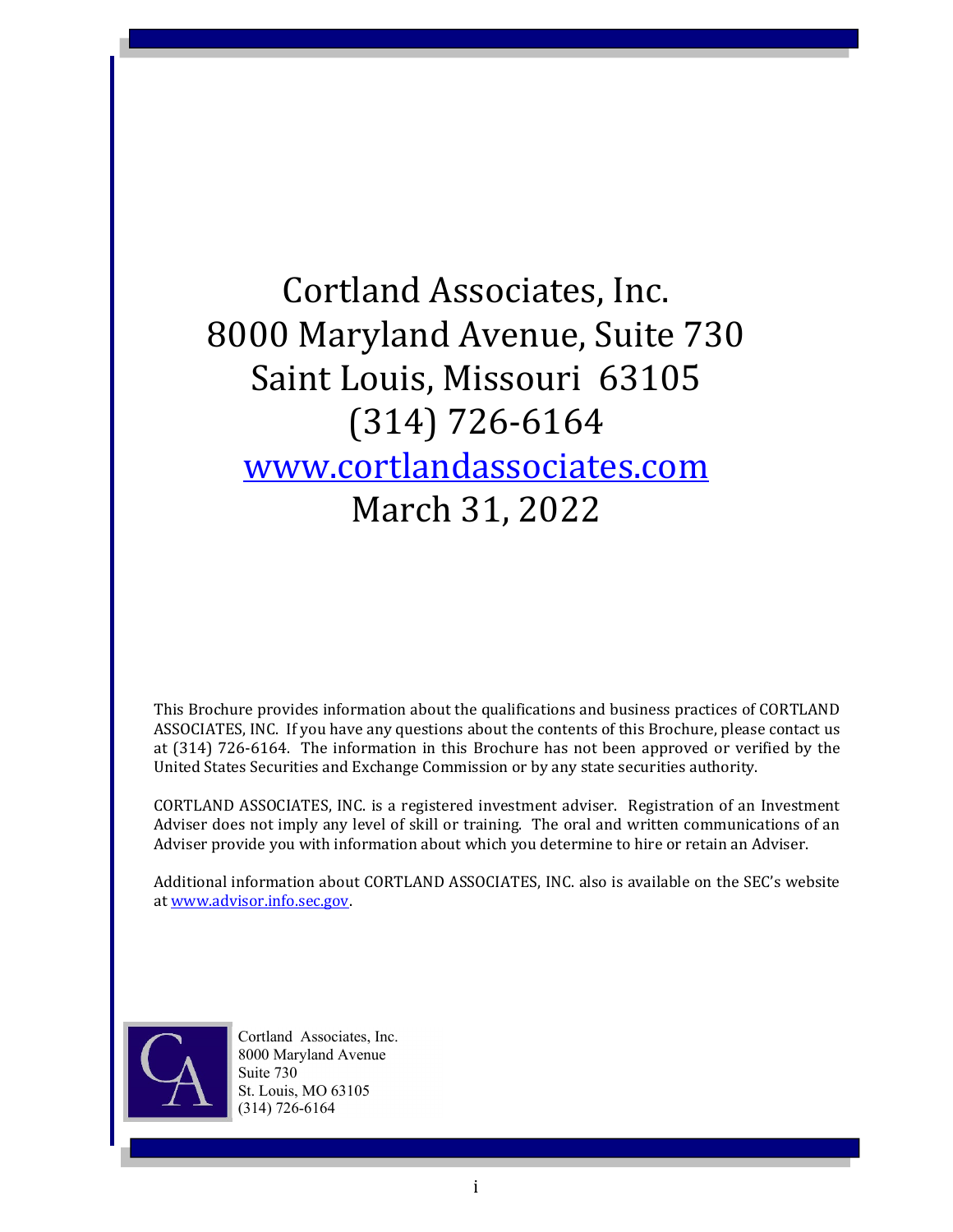# Cortland Associates, Inc.

8000 Maryland Avenue, Suite 730
Saint Louis, Missouri 63105
(314) 726-6164
[www.cortlandassociates.com](http://www.cortlandassociates.com)
March 31, 2022

This Brochure provides information about the qualifications and business practices of CORTLAND ASSOCIATES, INC. If you have any questions about the contents of this Brochure, please contact us at (314) 726-6164. The information in this Brochure has not been approved or verified by the United States Securities and Exchange Commission or by any state securities authority.

CORTLAND ASSOCIATES, INC. is a registered investment adviser. Registration of an Investment Adviser does not imply any level of skill or training. The oral and written communications of an Adviser provide you with information about which you determine to hire or retain an Adviser.

Additional information about CORTLAND ASSOCIATES, INC. also is available on the SEC's website at [www.advisor.info.sec.gov](http://www.advisor.info.sec.gov).

Cortland Associates, Inc.
8000 Maryland Avenue
Suite 730
St. Louis, MO 63105
(314) 726-6164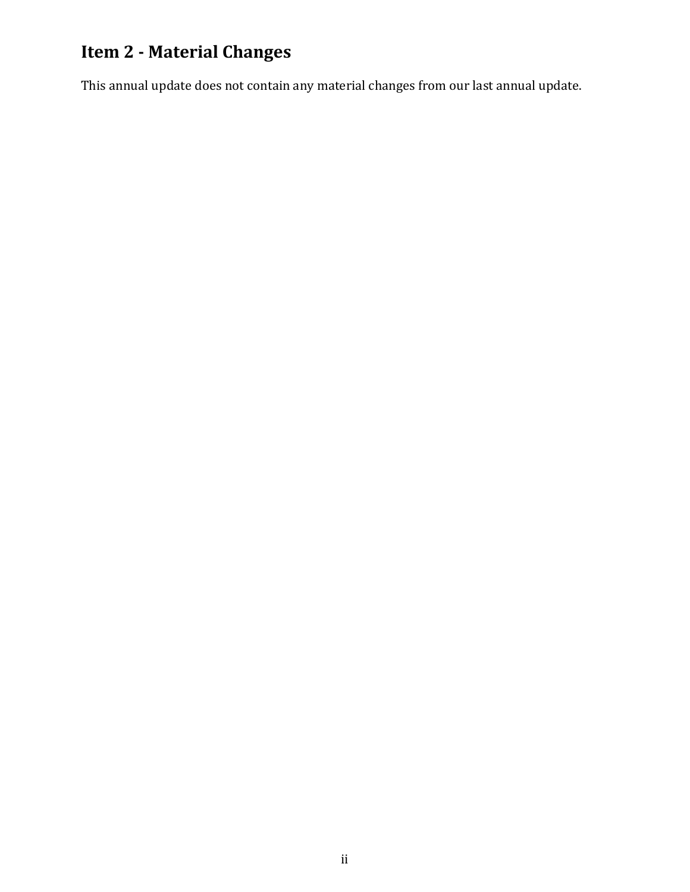## Item 2 - Material Changes

This annual update does not contain any material changes from our last annual update.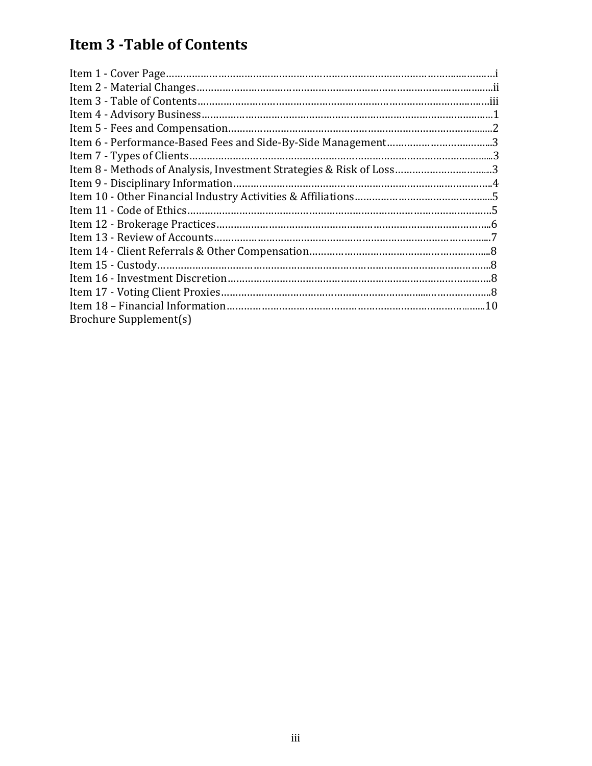# Item 3 -Table of Contents

Item 1 - Cover Page……………………………………………………………………………………………i
Item 2 - Material Changes……………………………………………………………………………………ii
Item 3 - Table of Contents…………………………………………………………………………………iii
Item 4 - Advisory Business……………………………………………………………………………………1
Item 5 - Fees and Compensation……………………………………………………………………………2
Item 6 - Performance-Based Fees and Side-By-Side Management……………………………………3
Item 7 - Types of Clients………………………………………………………………………………………3
Item 8 - Methods of Analysis, Investment Strategies & Risk of Loss………………………………3
Item 9 - Disciplinary Information……………………………………………………………………………4
Item 10 - Other Financial Industry Activities & Affiliations……………………………………………5
Item 11 - Code of Ethics…………………………………………………………………………………………5
Item 12 - Brokerage Practices…………………………………………………………………………………6
Item 13 - Review of Accounts…………………………………………………………………………………7
Item 14 - Client Referrals & Other Compensation…………………………………………………………8
Item 15 - Custody…………………………………………………………………………………………………8
Item 16 - Investment Discretion………………………………………………………………………………8
Item 17 - Voting Client Proxies…………………………………………………………………………………8
Item 18 – Financial Information………………………………………………………………………………10
Brochure Supplement(s)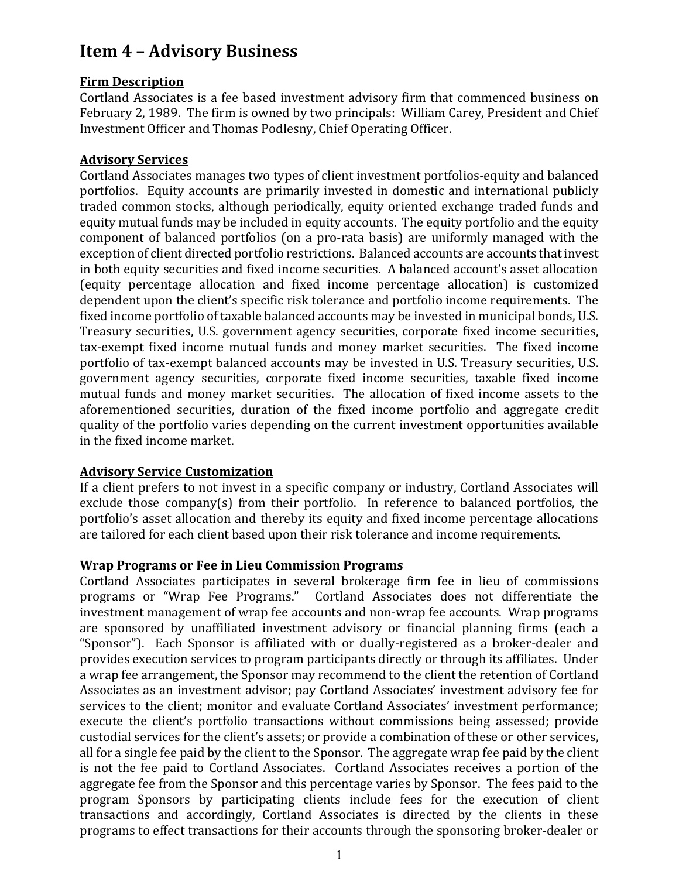# Item 4 – Advisory Business

**Firm Description**

Cortland Associates is a fee based investment advisory firm that commenced business on February 2, 1989. The firm is owned by two principals: William Carey, President and Chief Investment Officer and Thomas Podlesny, Chief Operating Officer.

**Advisory Services**

Cortland Associates manages two types of client investment portfolios-equity and balanced portfolios. Equity accounts are primarily invested in domestic and international publicly traded common stocks, although periodically, equity oriented exchange traded funds and equity mutual funds may be included in equity accounts. The equity portfolio and the equity component of balanced portfolios (on a pro-rata basis) are uniformly managed with the exception of client directed portfolio restrictions. Balanced accounts are accounts that invest in both equity securities and fixed income securities. A balanced account's asset allocation (equity percentage allocation and fixed income percentage allocation) is customized dependent upon the client's specific risk tolerance and portfolio income requirements. The fixed income portfolio of taxable balanced accounts may be invested in municipal bonds, U.S. Treasury securities, U.S. government agency securities, corporate fixed income securities, tax-exempt fixed income mutual funds and money market securities. The fixed income portfolio of tax-exempt balanced accounts may be invested in U.S. Treasury securities, U.S. government agency securities, corporate fixed income securities, taxable fixed income mutual funds and money market securities. The allocation of fixed income assets to the aforementioned securities, duration of the fixed income portfolio and aggregate credit quality of the portfolio varies depending on the current investment opportunities available in the fixed income market.

**Advisory Service Customization**

If a client prefers to not invest in a specific company or industry, Cortland Associates will exclude those company(s) from their portfolio. In reference to balanced portfolios, the portfolio's asset allocation and thereby its equity and fixed income percentage allocations are tailored for each client based upon their risk tolerance and income requirements.

**Wrap Programs or Fee in Lieu Commission Programs**

Cortland Associates participates in several brokerage firm fee in lieu of commissions programs or "Wrap Fee Programs." Cortland Associates does not differentiate the investment management of wrap fee accounts and non-wrap fee accounts. Wrap programs are sponsored by unaffiliated investment advisory or financial planning firms (each a "Sponsor"). Each Sponsor is affiliated with or dually-registered as a broker-dealer and provides execution services to program participants directly or through its affiliates. Under a wrap fee arrangement, the Sponsor may recommend to the client the retention of Cortland Associates as an investment advisor; pay Cortland Associates' investment advisory fee for services to the client; monitor and evaluate Cortland Associates' investment performance; execute the client's portfolio transactions without commissions being assessed; provide custodial services for the client's assets; or provide a combination of these or other services, all for a single fee paid by the client to the Sponsor. The aggregate wrap fee paid by the client is not the fee paid to Cortland Associates. Cortland Associates receives a portion of the aggregate fee from the Sponsor and this percentage varies by Sponsor. The fees paid to the program Sponsors by participating clients include fees for the execution of client transactions and accordingly, Cortland Associates is directed by the clients in these programs to effect transactions for their accounts through the sponsoring broker-dealer or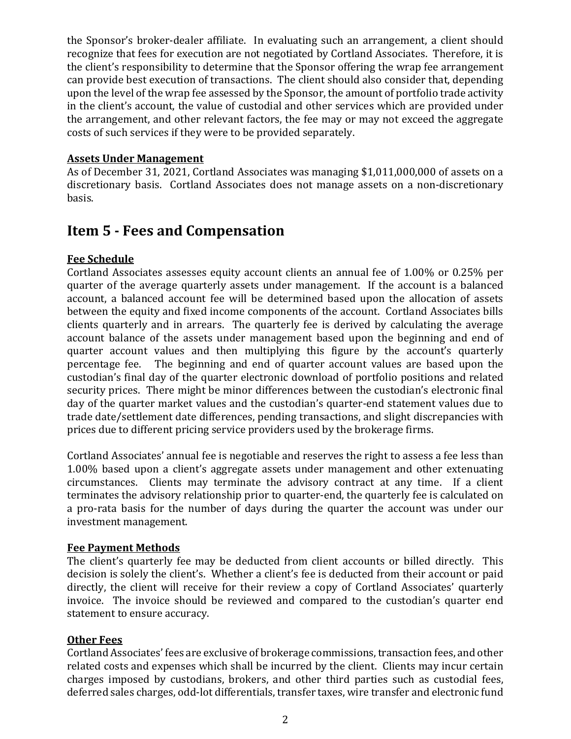the Sponsor's broker-dealer affiliate. In evaluating such an arrangement, a client should recognize that fees for execution are not negotiated by Cortland Associates. Therefore, it is the client's responsibility to determine that the Sponsor offering the wrap fee arrangement can provide best execution of transactions. The client should also consider that, depending upon the level of the wrap fee assessed by the Sponsor, the amount of portfolio trade activity in the client's account, the value of custodial and other services which are provided under the arrangement, and other relevant factors, the fee may or may not exceed the aggregate costs of such services if they were to be provided separately.

**Assets Under Management**

As of December 31, 2021, Cortland Associates was managing $1,011,000,000 of assets on a discretionary basis. Cortland Associates does not manage assets on a non-discretionary basis.

# Item 5 - Fees and Compensation

**Fee Schedule**

Cortland Associates assesses equity account clients an annual fee of 1.00% or 0.25% per quarter of the average quarterly assets under management. If the account is a balanced account, a balanced account fee will be determined based upon the allocation of assets between the equity and fixed income components of the account. Cortland Associates bills clients quarterly and in arrears. The quarterly fee is derived by calculating the average account balance of the assets under management based upon the beginning and end of quarter account values and then multiplying this figure by the account's quarterly percentage fee. The beginning and end of quarter account values are based upon the custodian's final day of the quarter electronic download of portfolio positions and related security prices. There might be minor differences between the custodian's electronic final day of the quarter market values and the custodian's quarter-end statement values due to trade date/settlement date differences, pending transactions, and slight discrepancies with prices due to different pricing service providers used by the brokerage firms.

Cortland Associates' annual fee is negotiable and reserves the right to assess a fee less than 1.00% based upon a client's aggregate assets under management and other extenuating circumstances. Clients may terminate the advisory contract at any time. If a client terminates the advisory relationship prior to quarter-end, the quarterly fee is calculated on a pro-rata basis for the number of days during the quarter the account was under our investment management.

**Fee Payment Methods**

The client's quarterly fee may be deducted from client accounts or billed directly. This decision is solely the client's. Whether a client's fee is deducted from their account or paid directly, the client will receive for their review a copy of Cortland Associates' quarterly invoice. The invoice should be reviewed and compared to the custodian's quarter end statement to ensure accuracy.

**Other Fees**

Cortland Associates' fees are exclusive of brokerage commissions, transaction fees, and other related costs and expenses which shall be incurred by the client. Clients may incur certain charges imposed by custodians, brokers, and other third parties such as custodial fees, deferred sales charges, odd-lot differentials, transfer taxes, wire transfer and electronic fund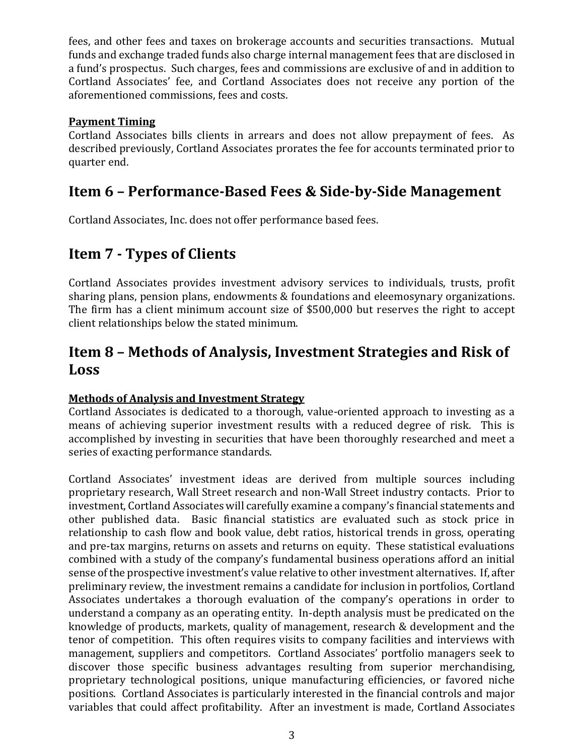fees, and other fees and taxes on brokerage accounts and securities transactions. Mutual funds and exchange traded funds also charge internal management fees that are disclosed in a fund's prospectus. Such charges, fees and commissions are exclusive of and in addition to Cortland Associates' fee, and Cortland Associates does not receive any portion of the aforementioned commissions, fees and costs.

**Payment Timing**

Cortland Associates bills clients in arrears and does not allow prepayment of fees. As described previously, Cortland Associates prorates the fee for accounts terminated prior to quarter end.

## Item 6 – Performance-Based Fees & Side-by-Side Management

Cortland Associates, Inc. does not offer performance based fees.

## Item 7 - Types of Clients

Cortland Associates provides investment advisory services to individuals, trusts, profit sharing plans, pension plans, endowments & foundations and eleemosynary organizations. The firm has a client minimum account size of $500,000 but reserves the right to accept client relationships below the stated minimum.

## Item 8 – Methods of Analysis, Investment Strategies and Risk of Loss

**Methods of Analysis and Investment Strategy**

Cortland Associates is dedicated to a thorough, value-oriented approach to investing as a means of achieving superior investment results with a reduced degree of risk. This is accomplished by investing in securities that have been thoroughly researched and meet a series of exacting performance standards.

Cortland Associates' investment ideas are derived from multiple sources including proprietary research, Wall Street research and non-Wall Street industry contacts. Prior to investment, Cortland Associates will carefully examine a company's financial statements and other published data. Basic financial statistics are evaluated such as stock price in relationship to cash flow and book value, debt ratios, historical trends in gross, operating and pre-tax margins, returns on assets and returns on equity. These statistical evaluations combined with a study of the company's fundamental business operations afford an initial sense of the prospective investment's value relative to other investment alternatives. If, after preliminary review, the investment remains a candidate for inclusion in portfolios, Cortland Associates undertakes a thorough evaluation of the company's operations in order to understand a company as an operating entity. In-depth analysis must be predicated on the knowledge of products, markets, quality of management, research & development and the tenor of competition. This often requires visits to company facilities and interviews with management, suppliers and competitors. Cortland Associates' portfolio managers seek to discover those specific business advantages resulting from superior merchandising, proprietary technological positions, unique manufacturing efficiencies, or favored niche positions. Cortland Associates is particularly interested in the financial controls and major variables that could affect profitability. After an investment is made, Cortland Associates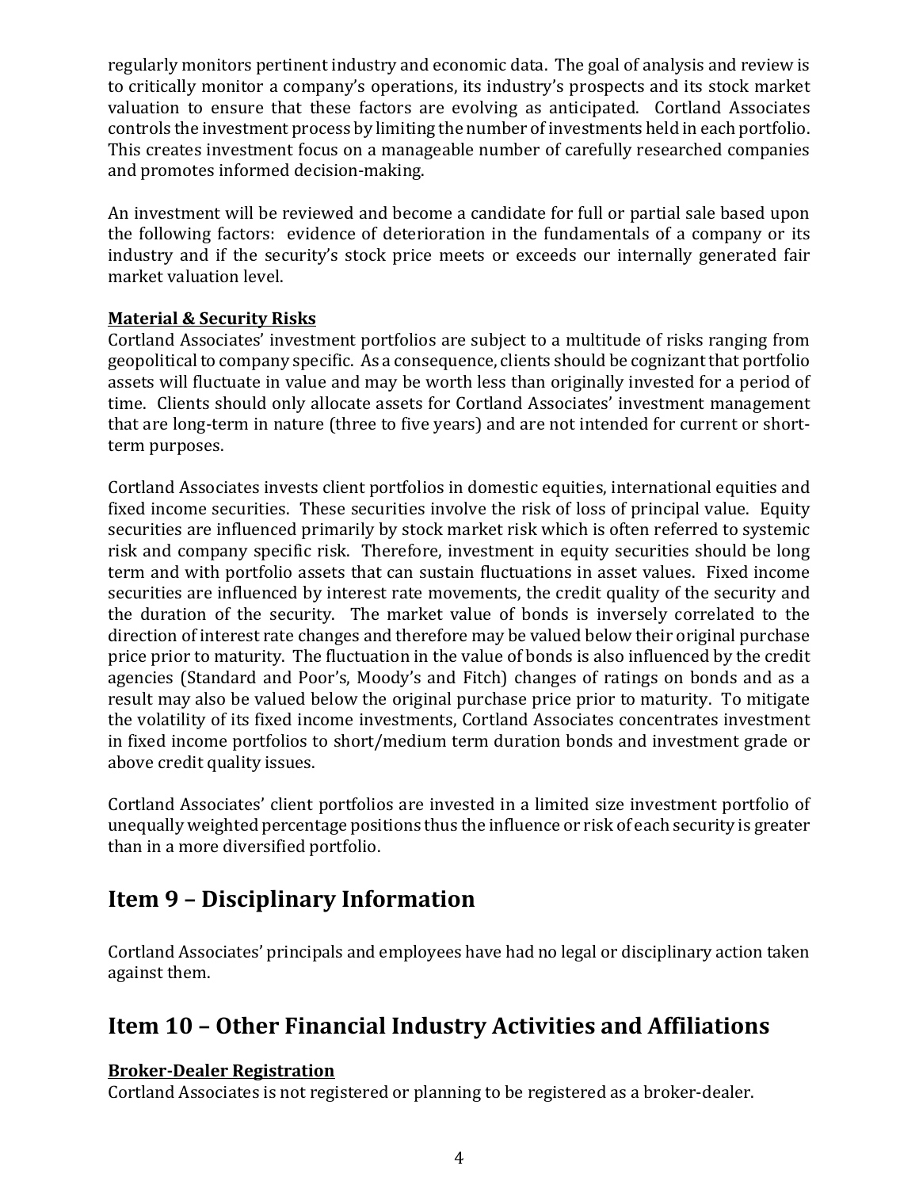regularly monitors pertinent industry and economic data. The goal of analysis and review is to critically monitor a company's operations, its industry's prospects and its stock market valuation to ensure that these factors are evolving as anticipated. Cortland Associates controls the investment process by limiting the number of investments held in each portfolio. This creates investment focus on a manageable number of carefully researched companies and promotes informed decision-making.

An investment will be reviewed and become a candidate for full or partial sale based upon the following factors: evidence of deterioration in the fundamentals of a company or its industry and if the security's stock price meets or exceeds our internally generated fair market valuation level.

**Material & Security Risks**

Cortland Associates' investment portfolios are subject to a multitude of risks ranging from geopolitical to company specific. As a consequence, clients should be cognizant that portfolio assets will fluctuate in value and may be worth less than originally invested for a period of time. Clients should only allocate assets for Cortland Associates' investment management that are long-term in nature (three to five years) and are not intended for current or short-term purposes.

Cortland Associates invests client portfolios in domestic equities, international equities and fixed income securities. These securities involve the risk of loss of principal value. Equity securities are influenced primarily by stock market risk which is often referred to systemic risk and company specific risk. Therefore, investment in equity securities should be long term and with portfolio assets that can sustain fluctuations in asset values. Fixed income securities are influenced by interest rate movements, the credit quality of the security and the duration of the security. The market value of bonds is inversely correlated to the direction of interest rate changes and therefore may be valued below their original purchase price prior to maturity. The fluctuation in the value of bonds is also influenced by the credit agencies (Standard and Poor's, Moody's and Fitch) changes of ratings on bonds and as a result may also be valued below the original purchase price prior to maturity. To mitigate the volatility of its fixed income investments, Cortland Associates concentrates investment in fixed income portfolios to short/medium term duration bonds and investment grade or above credit quality issues.

Cortland Associates' client portfolios are invested in a limited size investment portfolio of unequally weighted percentage positions thus the influence or risk of each security is greater than in a more diversified portfolio.

## Item 9 – Disciplinary Information

Cortland Associates' principals and employees have had no legal or disciplinary action taken against them.

## Item 10 – Other Financial Industry Activities and Affiliations

**Broker-Dealer Registration**

Cortland Associates is not registered or planning to be registered as a broker-dealer.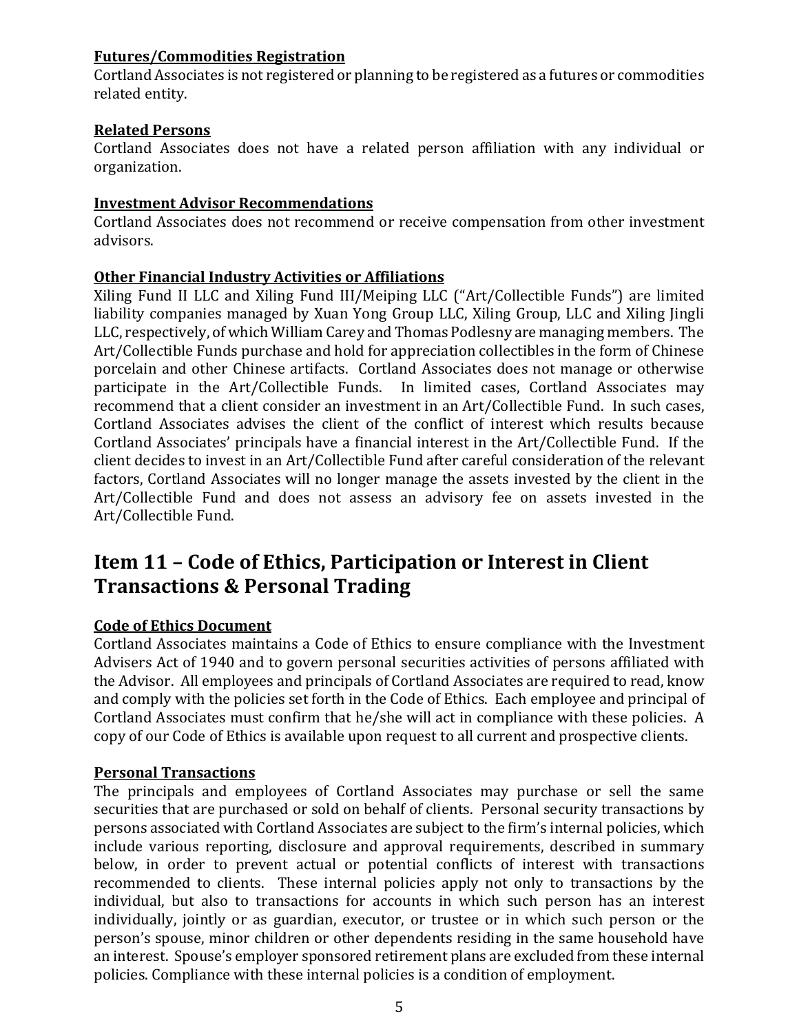**Futures/Commodities Registration**
Cortland Associates is not registered or planning to be registered as a futures or commodities related entity.

**Related Persons**
Cortland Associates does not have a related person affiliation with any individual or organization.

**Investment Advisor Recommendations**
Cortland Associates does not recommend or receive compensation from other investment advisors.

**Other Financial Industry Activities or Affiliations**
Xiling Fund II LLC and Xiling Fund III/Meiping LLC ("Art/Collectible Funds") are limited liability companies managed by Xuan Yong Group LLC, Xiling Group, LLC and Xiling Jingli LLC, respectively, of which William Carey and Thomas Podlesny are managing members. The Art/Collectible Funds purchase and hold for appreciation collectibles in the form of Chinese porcelain and other Chinese artifacts. Cortland Associates does not manage or otherwise participate in the Art/Collectible Funds. In limited cases, Cortland Associates may recommend that a client consider an investment in an Art/Collectible Fund. In such cases, Cortland Associates advises the client of the conflict of interest which results because Cortland Associates' principals have a financial interest in the Art/Collectible Fund. If the client decides to invest in an Art/Collectible Fund after careful consideration of the relevant factors, Cortland Associates will no longer manage the assets invested by the client in the Art/Collectible Fund and does not assess an advisory fee on assets invested in the Art/Collectible Fund.

## Item 11 – Code of Ethics, Participation or Interest in Client Transactions & Personal Trading

**Code of Ethics Document**
Cortland Associates maintains a Code of Ethics to ensure compliance with the Investment Advisers Act of 1940 and to govern personal securities activities of persons affiliated with the Advisor. All employees and principals of Cortland Associates are required to read, know and comply with the policies set forth in the Code of Ethics. Each employee and principal of Cortland Associates must confirm that he/she will act in compliance with these policies. A copy of our Code of Ethics is available upon request to all current and prospective clients.

**Personal Transactions**
The principals and employees of Cortland Associates may purchase or sell the same securities that are purchased or sold on behalf of clients. Personal security transactions by persons associated with Cortland Associates are subject to the firm's internal policies, which include various reporting, disclosure and approval requirements, described in summary below, in order to prevent actual or potential conflicts of interest with transactions recommended to clients. These internal policies apply not only to transactions by the individual, but also to transactions for accounts in which such person has an interest individually, jointly or as guardian, executor, or trustee or in which such person or the person's spouse, minor children or other dependents residing in the same household have an interest. Spouse's employer sponsored retirement plans are excluded from these internal policies. Compliance with these internal policies is a condition of employment.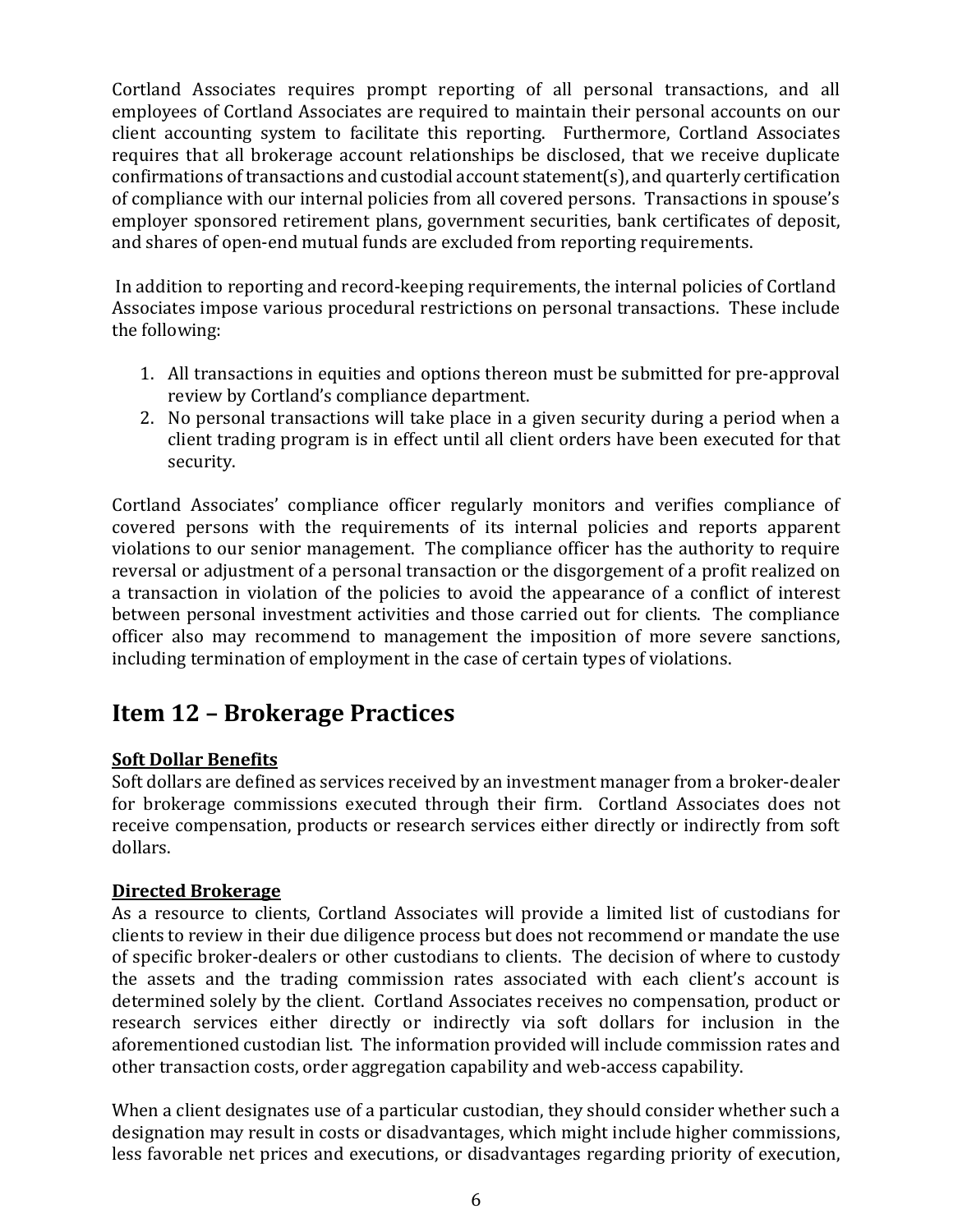Cortland Associates requires prompt reporting of all personal transactions, and all employees of Cortland Associates are required to maintain their personal accounts on our client accounting system to facilitate this reporting. Furthermore, Cortland Associates requires that all brokerage account relationships be disclosed, that we receive duplicate confirmations of transactions and custodial account statement(s), and quarterly certification of compliance with our internal policies from all covered persons. Transactions in spouse's employer sponsored retirement plans, government securities, bank certificates of deposit, and shares of open-end mutual funds are excluded from reporting requirements.

In addition to reporting and record-keeping requirements, the internal policies of Cortland Associates impose various procedural restrictions on personal transactions. These include the following:

1. All transactions in equities and options thereon must be submitted for pre-approval review by Cortland's compliance department.
2. No personal transactions will take place in a given security during a period when a client trading program is in effect until all client orders have been executed for that security.

Cortland Associates' compliance officer regularly monitors and verifies compliance of covered persons with the requirements of its internal policies and reports apparent violations to our senior management. The compliance officer has the authority to require reversal or adjustment of a personal transaction or the disgorgement of a profit realized on a transaction in violation of the policies to avoid the appearance of a conflict of interest between personal investment activities and those carried out for clients. The compliance officer also may recommend to management the imposition of more severe sanctions, including termination of employment in the case of certain types of violations.

## Item 12 – Brokerage Practices

**Soft Dollar Benefits**

Soft dollars are defined as services received by an investment manager from a broker-dealer for brokerage commissions executed through their firm. Cortland Associates does not receive compensation, products or research services either directly or indirectly from soft dollars.

**Directed Brokerage**

As a resource to clients, Cortland Associates will provide a limited list of custodians for clients to review in their due diligence process but does not recommend or mandate the use of specific broker-dealers or other custodians to clients. The decision of where to custody the assets and the trading commission rates associated with each client's account is determined solely by the client. Cortland Associates receives no compensation, product or research services either directly or indirectly via soft dollars for inclusion in the aforementioned custodian list. The information provided will include commission rates and other transaction costs, order aggregation capability and web-access capability.

When a client designates use of a particular custodian, they should consider whether such a designation may result in costs or disadvantages, which might include higher commissions, less favorable net prices and executions, or disadvantages regarding priority of execution,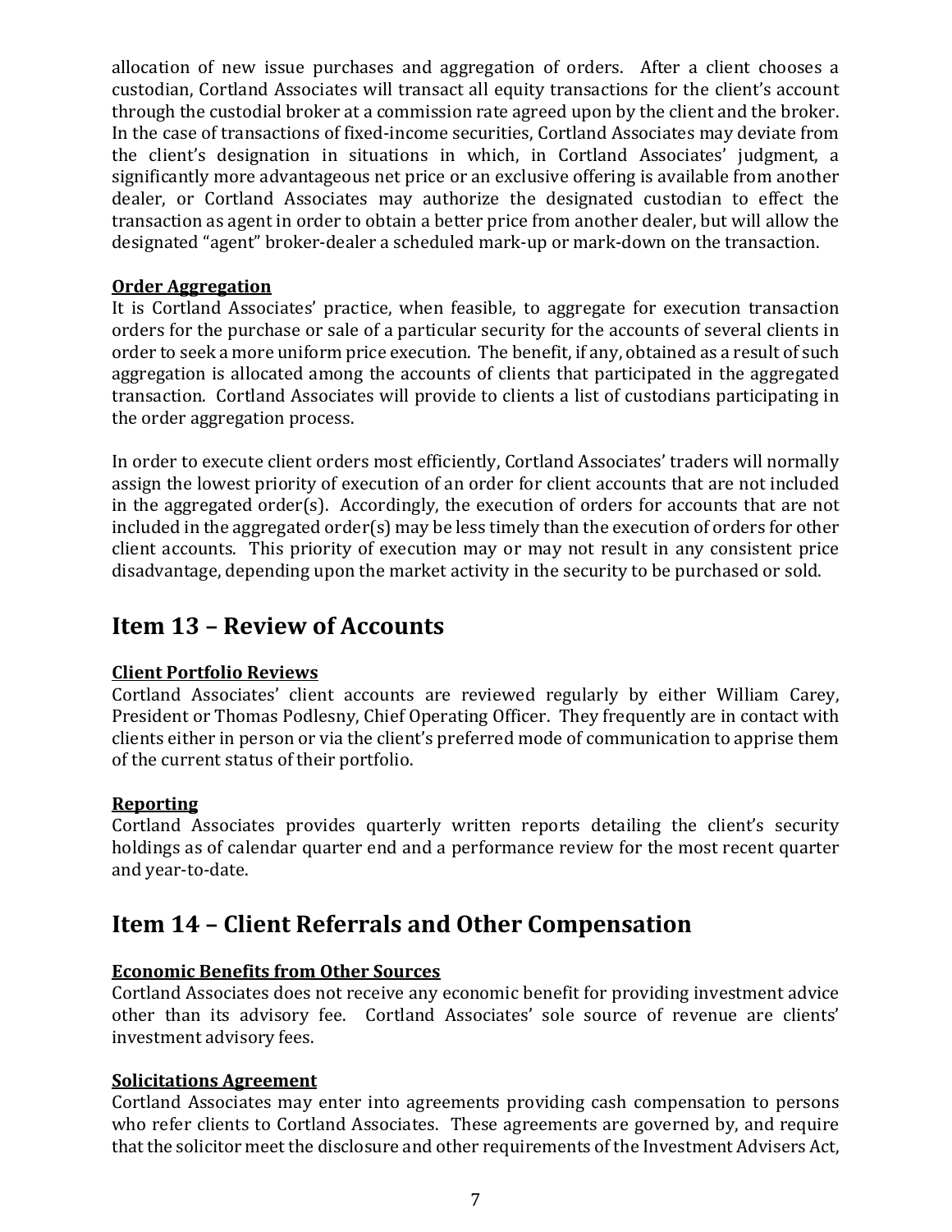allocation of new issue purchases and aggregation of orders. After a client chooses a custodian, Cortland Associates will transact all equity transactions for the client's account through the custodial broker at a commission rate agreed upon by the client and the broker. In the case of transactions of fixed-income securities, Cortland Associates may deviate from the client's designation in situations in which, in Cortland Associates' judgment, a significantly more advantageous net price or an exclusive offering is available from another dealer, or Cortland Associates may authorize the designated custodian to effect the transaction as agent in order to obtain a better price from another dealer, but will allow the designated "agent" broker-dealer a scheduled mark-up or mark-down on the transaction.

**Order Aggregation**

It is Cortland Associates' practice, when feasible, to aggregate for execution transaction orders for the purchase or sale of a particular security for the accounts of several clients in order to seek a more uniform price execution. The benefit, if any, obtained as a result of such aggregation is allocated among the accounts of clients that participated in the aggregated transaction. Cortland Associates will provide to clients a list of custodians participating in the order aggregation process.

In order to execute client orders most efficiently, Cortland Associates' traders will normally assign the lowest priority of execution of an order for client accounts that are not included in the aggregated order(s). Accordingly, the execution of orders for accounts that are not included in the aggregated order(s) may be less timely than the execution of orders for other client accounts. This priority of execution may or may not result in any consistent price disadvantage, depending upon the market activity in the security to be purchased or sold.

## Item 13 – Review of Accounts

**Client Portfolio Reviews**

Cortland Associates' client accounts are reviewed regularly by either William Carey, President or Thomas Podlesny, Chief Operating Officer. They frequently are in contact with clients either in person or via the client's preferred mode of communication to apprise them of the current status of their portfolio.

**Reporting**

Cortland Associates provides quarterly written reports detailing the client's security holdings as of calendar quarter end and a performance review for the most recent quarter and year-to-date.

## Item 14 – Client Referrals and Other Compensation

**Economic Benefits from Other Sources**

Cortland Associates does not receive any economic benefit for providing investment advice other than its advisory fee. Cortland Associates' sole source of revenue are clients' investment advisory fees.

**Solicitations Agreement**

Cortland Associates may enter into agreements providing cash compensation to persons who refer clients to Cortland Associates. These agreements are governed by, and require that the solicitor meet the disclosure and other requirements of the Investment Advisers Act,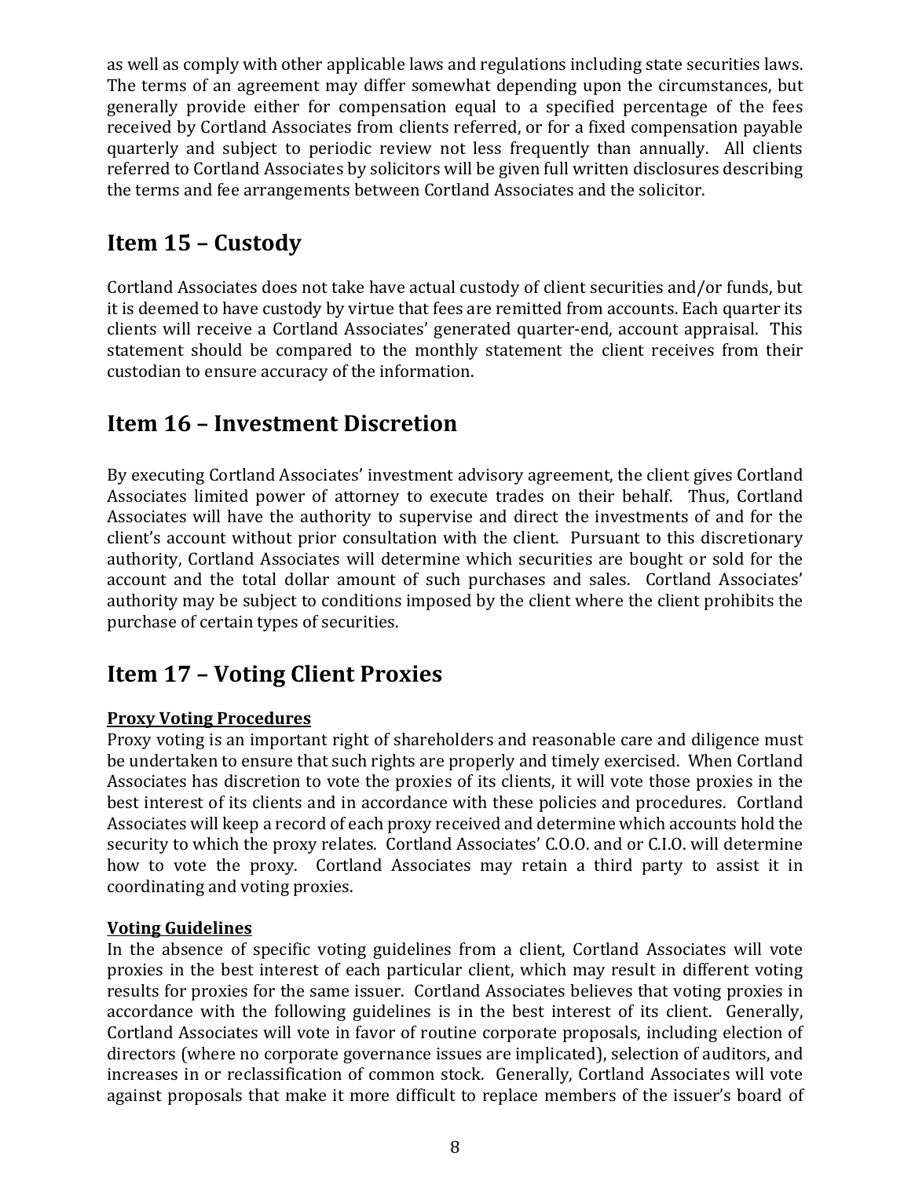as well as comply with other applicable laws and regulations including state securities laws. The terms of an agreement may differ somewhat depending upon the circumstances, but generally provide either for compensation equal to a specified percentage of the fees received by Cortland Associates from clients referred, or for a fixed compensation payable quarterly and subject to periodic review not less frequently than annually. All clients referred to Cortland Associates by solicitors will be given full written disclosures describing the terms and fee arrangements between Cortland Associates and the solicitor.

## Item 15 – Custody

Cortland Associates does not take have actual custody of client securities and/or funds, but it is deemed to have custody by virtue that fees are remitted from accounts. Each quarter its clients will receive a Cortland Associates' generated quarter-end, account appraisal. This statement should be compared to the monthly statement the client receives from their custodian to ensure accuracy of the information.

## Item 16 – Investment Discretion

By executing Cortland Associates' investment advisory agreement, the client gives Cortland Associates limited power of attorney to execute trades on their behalf. Thus, Cortland Associates will have the authority to supervise and direct the investments of and for the client's account without prior consultation with the client. Pursuant to this discretionary authority, Cortland Associates will determine which securities are bought or sold for the account and the total dollar amount of such purchases and sales. Cortland Associates' authority may be subject to conditions imposed by the client where the client prohibits the purchase of certain types of securities.

## Item 17 – Voting Client Proxies

**Proxy Voting Procedures**

Proxy voting is an important right of shareholders and reasonable care and diligence must be undertaken to ensure that such rights are properly and timely exercised. When Cortland Associates has discretion to vote the proxies of its clients, it will vote those proxies in the best interest of its clients and in accordance with these policies and procedures. Cortland Associates will keep a record of each proxy received and determine which accounts hold the security to which the proxy relates. Cortland Associates' C.O.O. and or C.I.O. will determine how to vote the proxy. Cortland Associates may retain a third party to assist it in coordinating and voting proxies.

**Voting Guidelines**

In the absence of specific voting guidelines from a client, Cortland Associates will vote proxies in the best interest of each particular client, which may result in different voting results for proxies for the same issuer. Cortland Associates believes that voting proxies in accordance with the following guidelines is in the best interest of its client. Generally, Cortland Associates will vote in favor of routine corporate proposals, including election of directors (where no corporate governance issues are implicated), selection of auditors, and increases in or reclassification of common stock. Generally, Cortland Associates will vote against proposals that make it more difficult to replace members of the issuer's board of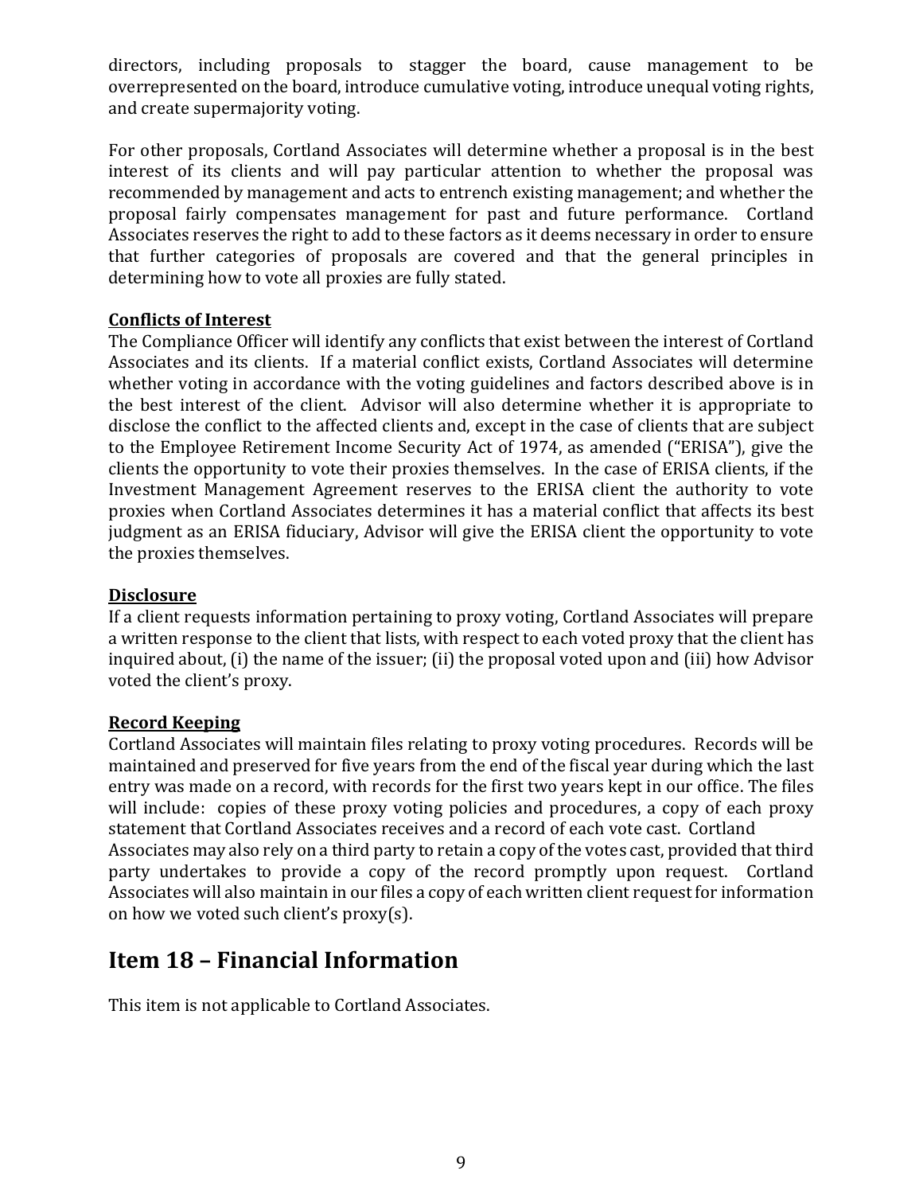directors, including proposals to stagger the board, cause management to be overrepresented on the board, introduce cumulative voting, introduce unequal voting rights, and create supermajority voting.

For other proposals, Cortland Associates will determine whether a proposal is in the best interest of its clients and will pay particular attention to whether the proposal was recommended by management and acts to entrench existing management; and whether the proposal fairly compensates management for past and future performance. Cortland Associates reserves the right to add to these factors as it deems necessary in order to ensure that further categories of proposals are covered and that the general principles in determining how to vote all proxies are fully stated.

**Conflicts of Interest**

The Compliance Officer will identify any conflicts that exist between the interest of Cortland Associates and its clients. If a material conflict exists, Cortland Associates will determine whether voting in accordance with the voting guidelines and factors described above is in the best interest of the client. Advisor will also determine whether it is appropriate to disclose the conflict to the affected clients and, except in the case of clients that are subject to the Employee Retirement Income Security Act of 1974, as amended ("ERISA"), give the clients the opportunity to vote their proxies themselves. In the case of ERISA clients, if the Investment Management Agreement reserves to the ERISA client the authority to vote proxies when Cortland Associates determines it has a material conflict that affects its best judgment as an ERISA fiduciary, Advisor will give the ERISA client the opportunity to vote the proxies themselves.

**Disclosure**

If a client requests information pertaining to proxy voting, Cortland Associates will prepare a written response to the client that lists, with respect to each voted proxy that the client has inquired about, (i) the name of the issuer; (ii) the proposal voted upon and (iii) how Advisor voted the client's proxy.

**Record Keeping**

Cortland Associates will maintain files relating to proxy voting procedures. Records will be maintained and preserved for five years from the end of the fiscal year during which the last entry was made on a record, with records for the first two years kept in our office. The files will include: copies of these proxy voting policies and procedures, a copy of each proxy statement that Cortland Associates receives and a record of each vote cast. Cortland Associates may also rely on a third party to retain a copy of the votes cast, provided that third party undertakes to provide a copy of the record promptly upon request. Cortland Associates will also maintain in our files a copy of each written client request for information on how we voted such client's proxy(s).

## Item 18 – Financial Information

This item is not applicable to Cortland Associates.